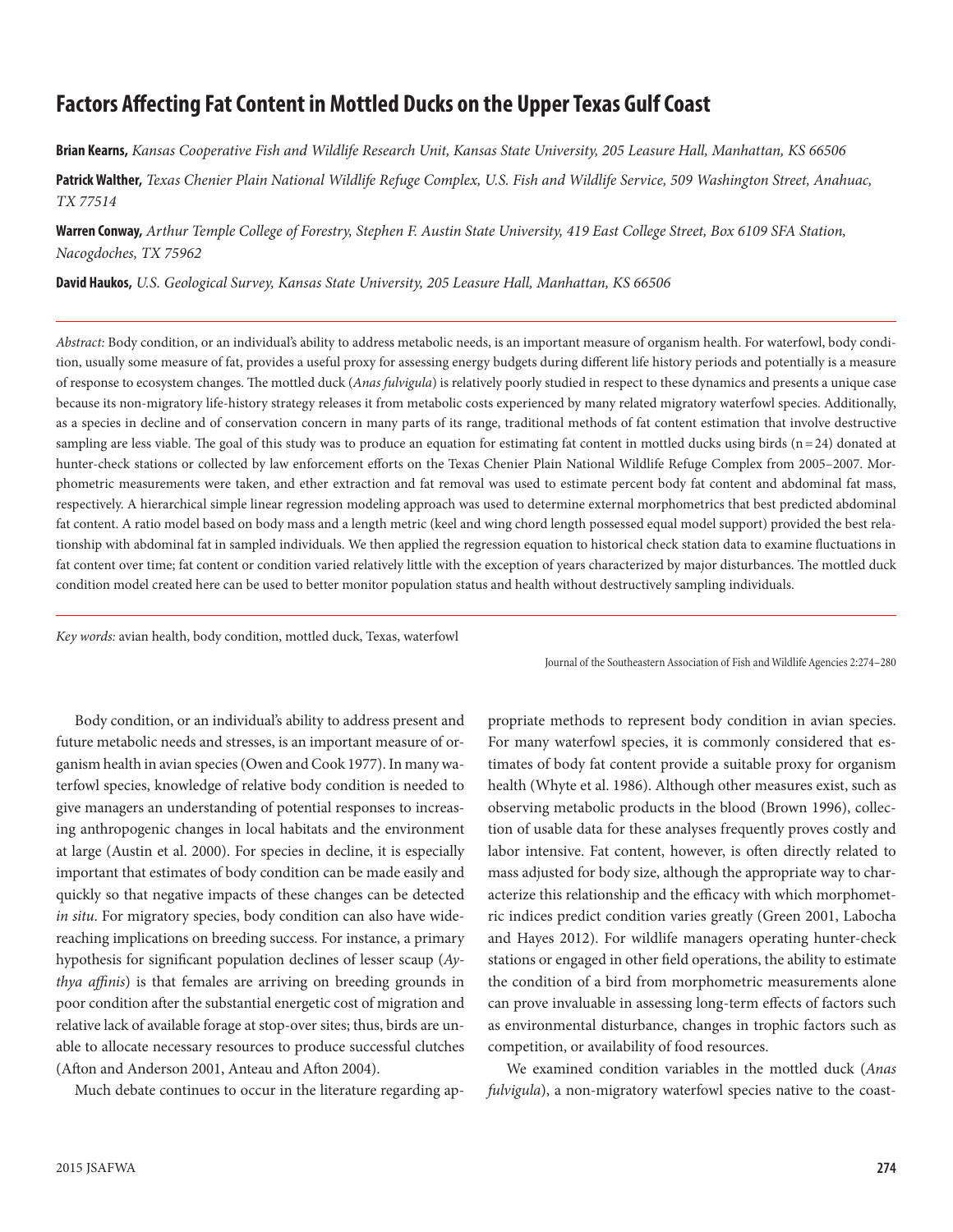# Factors Affecting Fat Content in Mottled Ducks on the Upper Texas Gulf Coast

**Brian Kearns,** *Kansas Cooperative Fish and Wildlife Research Unit, Kansas State University, 205 Leasure Hall, Manhattan, KS 66506*

**Patrick Walther,** *Texas Chenier Plain National Wildlife Refuge Complex, U.S. Fish and Wildlife Service, 509 Washington Street, Anahuac, TX 77514*

**Warren Conway,** *Arthur Temple College of Forestry, Stephen F. Austin State University, 419 East College Street, Box 6109 SFA Station, Nacogdoches, TX 75962*

**David Haukos,** *U.S. Geological Survey, Kansas State University, 205 Leasure Hall, Manhattan, KS 66506*

---

*Abstract:* Body condition, or an individual's ability to address metabolic needs, is an important measure of organism health. For waterfowl, body condition, usually some measure of fat, provides a useful proxy for assessing energy budgets during different life history periods and potentially is a measure of response to ecosystem changes. The mottled duck (*Anas fulvigula*) is relatively poorly studied in respect to these dynamics and presents a unique case because its non-migratory life-history strategy releases it from metabolic costs experienced by many related migratory waterfowl species. Additionally, as a species in decline and of conservation concern in many parts of its range, traditional methods of fat content estimation that involve destructive sampling are less viable. The goal of this study was to produce an equation for estimating fat content in mottled ducks using birds ($n = 24$) donated at hunter-check stations or collected by law enforcement efforts on the Texas Chenier Plain National Wildlife Refuge Complex from 2005–2007. Morphometric measurements were taken, and ether extraction and fat removal was used to estimate percent body fat content and abdominal fat mass, respectively. A hierarchical simple linear regression modeling approach was used to determine external morphometrics that best predicted abdominal fat content. A ratio model based on body mass and a length metric (keel and wing chord length possessed equal model support) provided the best relationship with abdominal fat in sampled individuals. We then applied the regression equation to historical check station data to examine fluctuations in fat content over time; fat content or condition varied relatively little with the exception of years characterized by major disturbances. The mottled duck condition model created here can be used to better monitor population status and health without destructively sampling individuals.

---

*Key words:* avian health, body condition, mottled duck, Texas, waterfowl

Journal of the Southeastern Association of Fish and Wildlife Agencies 2:274–280

Body condition, or an individual's ability to address present and future metabolic needs and stresses, is an important measure of organism health in avian species (Owen and Cook 1977). In many waterfowl species, knowledge of relative body condition is needed to give managers an understanding of potential responses to increasing anthropogenic changes in local habitats and the environment at large (Austin et al. 2000). For species in decline, it is especially important that estimates of body condition can be made easily and quickly so that negative impacts of these changes can be detected *in situ*. For migratory species, body condition can also have wide-reaching implications on breeding success. For instance, a primary hypothesis for significant population declines of lesser scaup (*Aythya affinis*) is that females are arriving on breeding grounds in poor condition after the substantial energetic cost of migration and relative lack of available forage at stop-over sites; thus, birds are unable to allocate necessary resources to produce successful clutches (Afton and Anderson 2001, Anteau and Afton 2004).

Much debate continues to occur in the literature regarding appropriate methods to represent body condition in avian species. For many waterfowl species, it is commonly considered that estimates of body fat content provide a suitable proxy for organism health (Whyte et al. 1986). Although other measures exist, such as observing metabolic products in the blood (Brown 1996), collection of usable data for these analyses frequently proves costly and labor intensive. Fat content, however, is often directly related to mass adjusted for body size, although the appropriate way to characterize this relationship and the efficacy with which morphometric indices predict condition varies greatly (Green 2001, Labocha and Hayes 2012). For wildlife managers operating hunter-check stations or engaged in other field operations, the ability to estimate the condition of a bird from morphometric measurements alone can prove invaluable in assessing long-term effects of factors such as environmental disturbance, changes in trophic factors such as competition, or availability of food resources.

We examined condition variables in the mottled duck (*Anas fulvigula*), a non-migratory waterfowl species native to the coast-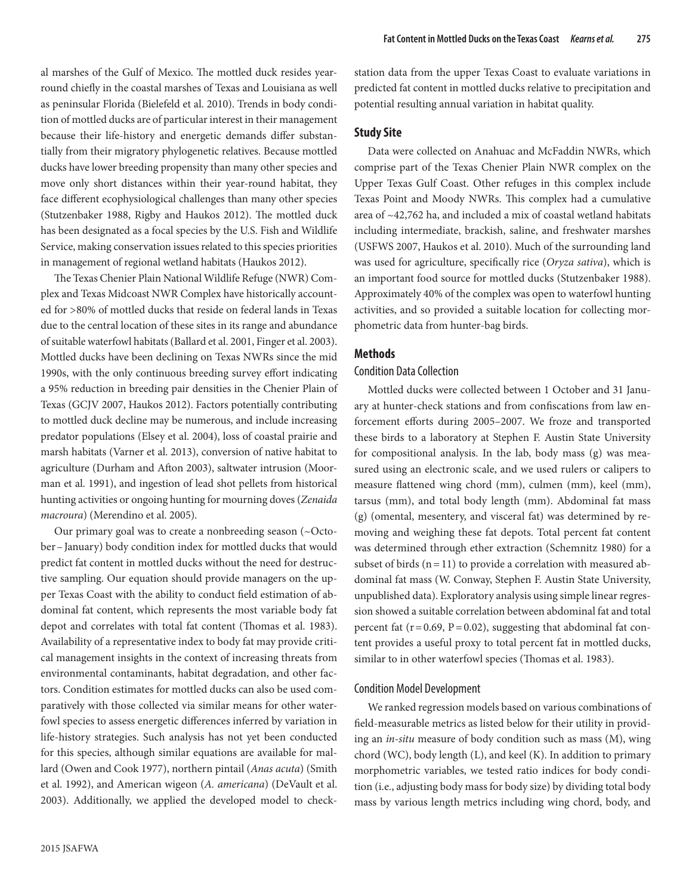al marshes of the Gulf of Mexico. The mottled duck resides year-round chiefly in the coastal marshes of Texas and Louisiana as well as peninsular Florida (Bielefeld et al. 2010). Trends in body condition of mottled ducks are of particular interest in their management because their life-history and energetic demands differ substantially from their migratory phylogenetic relatives. Because mottled ducks have lower breeding propensity than many other species and move only short distances within their year-round habitat, they face different ecophysiological challenges than many other species (Stutzenbaker 1988, Rigby and Haukos 2012). The mottled duck has been designated as a focal species by the U.S. Fish and Wildlife Service, making conservation issues related to this species priorities in management of regional wetland habitats (Haukos 2012).

The Texas Chenier Plain National Wildlife Refuge (NWR) Complex and Texas Midcoast NWR Complex have historically accounted for >80% of mottled ducks that reside on federal lands in Texas due to the central location of these sites in its range and abundance of suitable waterfowl habitats (Ballard et al. 2001, Finger et al. 2003). Mottled ducks have been declining on Texas NWRs since the mid 1990s, with the only continuous breeding survey effort indicating a 95% reduction in breeding pair densities in the Chenier Plain of Texas (GCJV 2007, Haukos 2012). Factors potentially contributing to mottled duck decline may be numerous, and include increasing predator populations (Elsey et al. 2004), loss of coastal prairie and marsh habitats (Varner et al. 2013), conversion of native habitat to agriculture (Durham and Afton 2003), saltwater intrusion (Moorman et al. 1991), and ingestion of lead shot pellets from historical hunting activities or ongoing hunting for mourning doves (*Zenaida macroura*) (Merendino et al. 2005).

Our primary goal was to create a nonbreeding season (~October – January) body condition index for mottled ducks that would predict fat content in mottled ducks without the need for destructive sampling. Our equation should provide managers on the upper Texas Coast with the ability to conduct field estimation of abdominal fat content, which represents the most variable body fat depot and correlates with total fat content (Thomas et al. 1983). Availability of a representative index to body fat may provide critical management insights in the context of increasing threats from environmental contaminants, habitat degradation, and other factors. Condition estimates for mottled ducks can also be used comparatively with those collected via similar means for other waterfowl species to assess energetic differences inferred by variation in life-history strategies. Such analysis has not yet been conducted for this species, although similar equations are available for mallard (Owen and Cook 1977), northern pintail (*Anas acuta*) (Smith et al. 1992), and American wigeon (*A. americana*) (DeVault et al. 2003). Additionally, we applied the developed model to check-station data from the upper Texas Coast to evaluate variations in predicted fat content in mottled ducks relative to precipitation and potential resulting annual variation in habitat quality.

## Study Site

Data were collected on Anahuac and McFaddin NWRs, which comprise part of the Texas Chenier Plain NWR complex on the Upper Texas Gulf Coast. Other refuges in this complex include Texas Point and Moody NWRs. This complex had a cumulative area of ~42,762 ha, and included a mix of coastal wetland habitats including intermediate, brackish, saline, and freshwater marshes (USFWS 2007, Haukos et al. 2010). Much of the surrounding land was used for agriculture, specifically rice (*Oryza sativa*), which is an important food source for mottled ducks (Stutzenbaker 1988). Approximately 40% of the complex was open to waterfowl hunting activities, and so provided a suitable location for collecting morphometric data from hunter-bag birds.

## Methods

### Condition Data Collection

Mottled ducks were collected between 1 October and 31 January at hunter-check stations and from confiscations from law enforcement efforts during 2005–2007. We froze and transported these birds to a laboratory at Stephen F. Austin State University for compositional analysis. In the lab, body mass (g) was measured using an electronic scale, and we used rulers or calipers to measure flattened wing chord (mm), culmen (mm), keel (mm), tarsus (mm), and total body length (mm). Abdominal fat mass (g) (omental, mesentery, and visceral fat) was determined by removing and weighing these fat depots. Total percent fat content was determined through ether extraction (Schemnitz 1980) for a subset of birds ($n = 11$) to provide a correlation with measured abdominal fat mass (W. Conway, Stephen F. Austin State University, unpublished data). Exploratory analysis using simple linear regression showed a suitable correlation between abdominal fat and total percent fat ($r = 0.69$, $P = 0.02$), suggesting that abdominal fat content provides a useful proxy to total percent fat in mottled ducks, similar to in other waterfowl species (Thomas et al. 1983).

### Condition Model Development

We ranked regression models based on various combinations of field-measurable metrics as listed below for their utility in providing an *in-situ* measure of body condition such as mass (M), wing chord (WC), body length (L), and keel (K). In addition to primary morphometric variables, we tested ratio indices for body condition (i.e., adjusting body mass for body size) by dividing total body mass by various length metrics including wing chord, body, and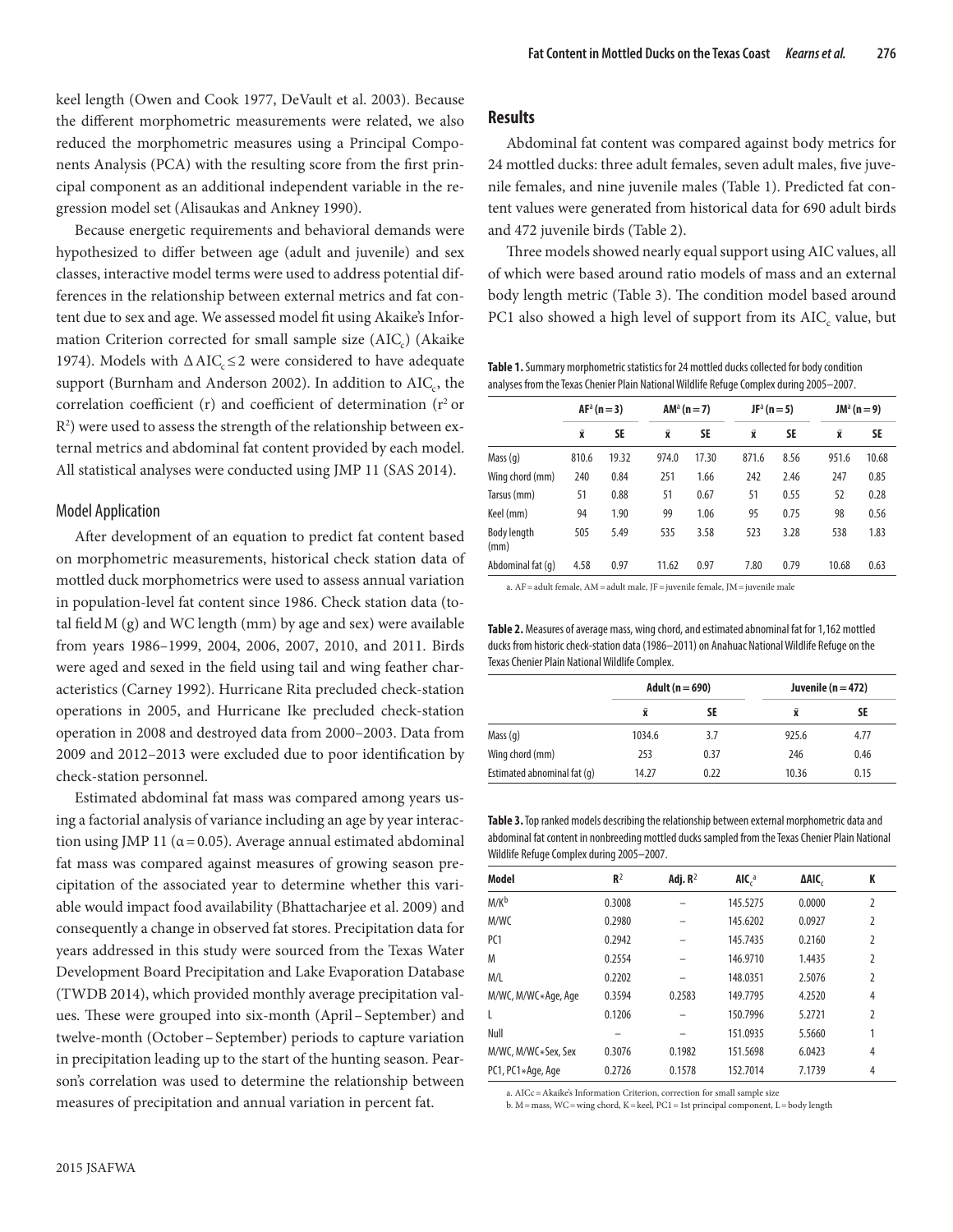keel length (Owen and Cook 1977, DeVault et al. 2003). Because the different morphometric measurements were related, we also reduced the morphometric measures using a Principal Components Analysis (PCA) with the resulting score from the first principal component as an additional independent variable in the regression model set (Alisaukas and Ankney 1990).

Because energetic requirements and behavioral demands were hypothesized to differ between age (adult and juvenile) and sex classes, interactive model terms were used to address potential differences in the relationship between external metrics and fat content due to sex and age. We assessed model fit using Akaike's Information Criterion corrected for small sample size ($AIC_c$) (Akaike 1974). Models with $\Delta AIC_c \leq 2$ were considered to have adequate support (Burnham and Anderson 2002). In addition to $AIC_c$, the correlation coefficient (r) and coefficient of determination ($r^2$ or $R^2$) were used to assess the strength of the relationship between external metrics and abdominal fat content provided by each model. All statistical analyses were conducted using JMP 11 (SAS 2014).

### Model Application

After development of an equation to predict fat content based on morphometric measurements, historical check station data of mottled duck morphometrics were used to assess annual variation in population-level fat content since 1986. Check station data (total field M (g) and WC length (mm) by age and sex) were available from years 1986–1999, 2004, 2006, 2007, 2010, and 2011. Birds were aged and sexed in the field using tail and wing feather characteristics (Carney 1992). Hurricane Rita precluded check-station operations in 2005, and Hurricane Ike precluded check-station operation in 2008 and destroyed data from 2000–2003. Data from 2009 and 2012–2013 were excluded due to poor identification by check-station personnel.

Estimated abdominal fat mass was compared among years using a factorial analysis of variance including an age by year interaction using JMP 11 ($\alpha = 0.05$). Average annual estimated abdominal fat mass was compared against measures of growing season precipitation of the associated year to determine whether this variable would impact food availability (Bhattacharjee et al. 2009) and consequently a change in observed fat stores. Precipitation data for years addressed in this study were sourced from the Texas Water Development Board Precipitation and Lake Evaporation Database (TWDB 2014), which provided monthly average precipitation values. These were grouped into six-month (April–September) and twelve-month (October–September) periods to capture variation in precipitation leading up to the start of the hunting season. Pearson's correlation was used to determine the relationship between measures of precipitation and annual variation in percent fat.

## Results

Abdominal fat content was compared against body metrics for 24 mottled ducks: three adult females, seven adult males, five juvenile females, and nine juvenile males (Table 1). Predicted fat content values were generated from historical data for 690 adult birds and 472 juvenile birds (Table 2).

Three models showed nearly equal support using AIC values, all of which were based around ratio models of mass and an external body length metric (Table 3). The condition model based around PC1 also showed a high level of support from its $AIC_c$ value, but

**Table 1.** Summary morphometric statistics for 24 mottled ducks collected for body condition analyses from the Texas Chenier Plain National Wildlife Refuge Complex during 2005–2007.

| | AF[a] (n = 3) | | AM[a] (n = 7) | | JF[a] (n = 5) | | JM[a] (n = 9) | |
|---|---|---|---|---|---|---|---|---|
| | $\bar{x}$ | SE | $\bar{x}$ | SE | $\bar{x}$ | SE | $\bar{x}$ | SE |
| Mass (g) | 810.6 | 19.32 | 974.0 | 17.30 | 871.6 | 8.56 | 951.6 | 10.68 |
| Wing chord (mm) | 240 | 0.84 | 251 | 1.66 | 242 | 2.46 | 247 | 0.85 |
| Tarsus (mm) | 51 | 0.88 | 51 | 0.67 | 51 | 0.55 | 52 | 0.28 |
| Keel (mm) | 94 | 1.90 | 99 | 1.06 | 95 | 0.75 | 98 | 0.56 |
| Body length (mm) | 505 | 5.49 | 535 | 3.58 | 523 | 3.28 | 538 | 1.83 |
| Abdominal fat (g) | 4.58 | 0.97 | 11.62 | 0.97 | 7.80 | 0.79 | 10.68 | 0.63 |

a. AF = adult female, AM = adult male, JF = juvenile female, JM = juvenile male

**Table 2.** Measures of average mass, wing chord, and estimated abnominal fat for 1,162 mottled ducks from historic check-station data (1986–2011) on Anahuac National Wildlife Refuge on the Texas Chenier Plain National Wildlife Complex.

| | Adult (n = 690) | | Juvenile (n = 472) | |
|---|---|---|---|---|
| | $\bar{x}$ | SE | $\bar{x}$ | SE |
| Mass (g) | 1034.6 | 3.7 | 925.6 | 4.77 |
| Wing chord (mm) | 253 | 0.37 | 246 | 0.46 |
| Estimated abnominal fat (g) | 14.27 | 0.22 | 10.36 | 0.15 |

**Table 3.** Top ranked models describing the relationship between external morphometric data and abdominal fat content in nonbreeding mottled ducks sampled from the Texas Chenier Plain National Wildlife Refuge Complex during 2005–2007.

| Model | $R^2$ | Adj. $R^2$ | $AIC_c$[a] | $\Delta AIC_c$ | K |
|---|---|---|---|---|---|
| M/K[b] | 0.3008 | – | 145.5275 | 0.0000 | 2 |
| M/WC | 0.2980 | – | 145.6202 | 0.0927 | 2 |
| PC1 | 0.2942 | – | 145.7435 | 0.2160 | 2 |
| M | 0.2554 | – | 146.9710 | 1.4435 | 2 |
| M/L | 0.2202 | – | 148.0351 | 2.5076 | 2 |
| M/WC, M/WC*Age, Age | 0.3594 | 0.2583 | 149.7795 | 4.2520 | 4 |
| L | 0.1206 | – | 150.7996 | 5.2721 | 2 |
| Null | – | – | 151.0935 | 5.5660 | 1 |
| M/WC, M/WC*Sex, Sex | 0.3076 | 0.1982 | 151.5698 | 6.0423 | 4 |
| PC1, PC1*Age, Age | 0.2726 | 0.1578 | 152.7014 | 7.1739 | 4 |

a. AICc = Akaike's Information Criterion, correction for small sample size

b. M = mass, WC = wing chord, K = keel, PC1 = 1st principal component, L = body length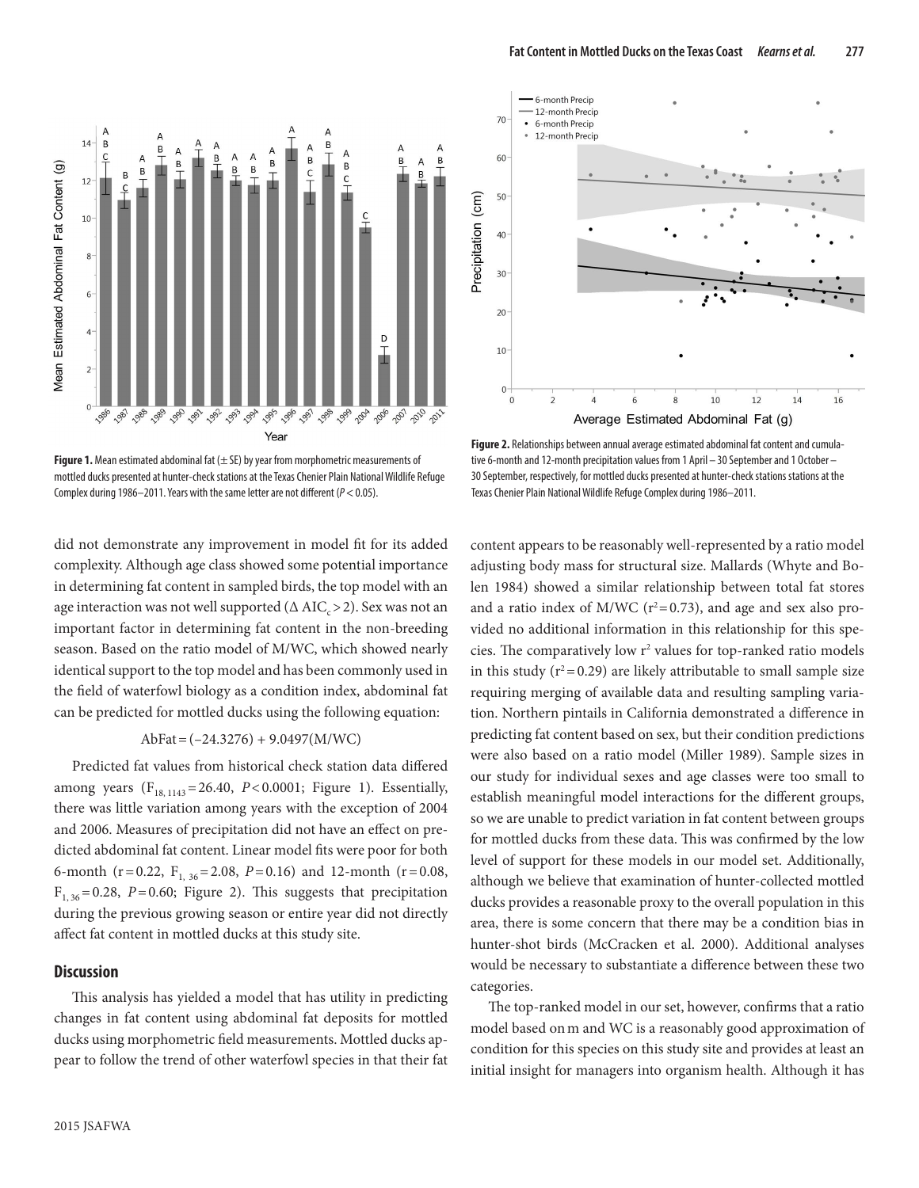Figure 1. Mean estimated abdominal fat (± SE) by year from morphometric measurements of mottled ducks presented at hunter-check stations at the Texas Chenier Plain National Wildlife Refuge Complex during 1986–2011. Years with the same letter are not different ($P < 0.05$).

Figure 2. Relationships between annual average estimated abdominal fat content and cumulative 6-month and 12-month precipitation values from 1 April – 30 September and 1 October – 30 September, respectively, for mottled ducks presented at hunter-check stations stations at the Texas Chenier Plain National Wildlife Refuge Complex during 1986–2011.

did not demonstrate any improvement in model fit for its added complexity. Although age class showed some potential importance in determining fat content in sampled birds, the top model with an age interaction was not well supported ($\Delta$ AIC$_c > 2$). Sex was not an important factor in determining fat content in the non-breeding season. Based on the ratio model of M/WC, which showed nearly identical support to the top model and has been commonly used in the field of waterfowl biology as a condition index, abdominal fat can be predicted for mottled ducks using the following equation:

$$\text{AbFat} = (-24.3276) + 9.0497(\text{M/WC})$$

Predicted fat values from historical check station data differed among years ($F_{18, 1143} = 26.40$, $P < 0.0001$; Figure 1). Essentially, there was little variation among years with the exception of 2004 and 2006. Measures of precipitation did not have an effect on predicted abdominal fat content. Linear model fits were poor for both 6-month ($r = 0.22$, $F_{1, 36} = 2.08$, $P = 0.16$) and 12-month ($r = 0.08$, $F_{1, 36} = 0.28$, $P = 0.60$; Figure 2). This suggests that precipitation during the previous growing season or entire year did not directly affect fat content in mottled ducks at this study site.

## Discussion

This analysis has yielded a model that has utility in predicting changes in fat content using abdominal fat deposits for mottled ducks using morphometric field measurements. Mottled ducks appear to follow the trend of other waterfowl species in that their fat content appears to be reasonably well-represented by a ratio model adjusting body mass for structural size. Mallards (Whyte and Bolen 1984) showed a similar relationship between total fat stores and a ratio index of M/WC ($r^2 = 0.73$), and age and sex also provided no additional information in this relationship for this species. The comparatively low $r^2$ values for top-ranked ratio models in this study ($r^2 = 0.29$) are likely attributable to small sample size requiring merging of available data and resulting sampling variation. Northern pintails in California demonstrated a difference in predicting fat content based on sex, but their condition predictions were also based on a ratio model (Miller 1989). Sample sizes in our study for individual sexes and age classes were too small to establish meaningful model interactions for the different groups, so we are unable to predict variation in fat content between groups for mottled ducks from these data. This was confirmed by the low level of support for these models in our model set. Additionally, although we believe that examination of hunter-collected mottled ducks provides a reasonable proxy to the overall population in this area, there is some concern that there may be a condition bias in hunter-shot birds (McCracken et al. 2000). Additional analyses would be necessary to substantiate a difference between these two categories.

The top-ranked model in our set, however, confirms that a ratio model based on m and WC is a reasonably good approximation of condition for this species on this study site and provides at least an initial insight for managers into organism health. Although it has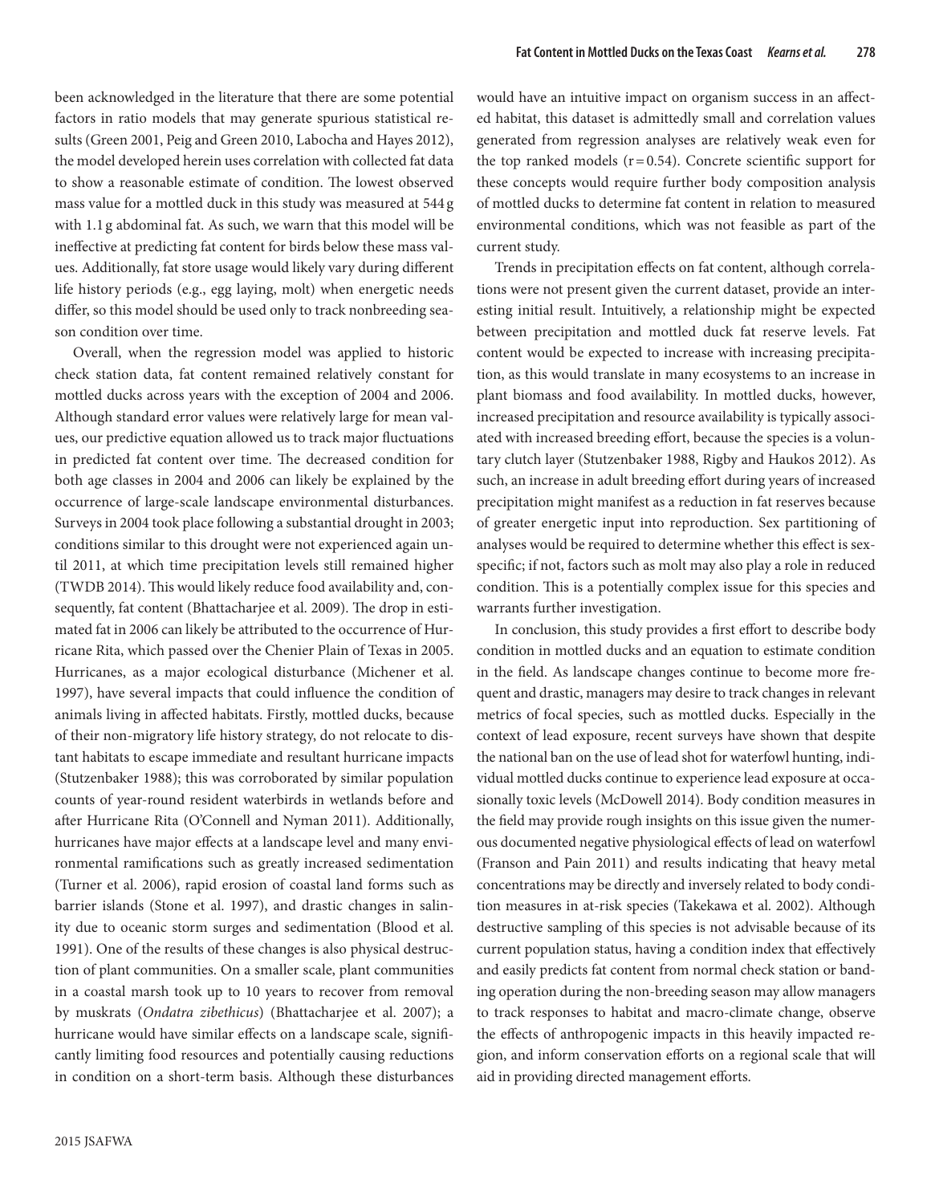been acknowledged in the literature that there are some potential factors in ratio models that may generate spurious statistical results (Green 2001, Peig and Green 2010, Labocha and Hayes 2012), the model developed herein uses correlation with collected fat data to show a reasonable estimate of condition. The lowest observed mass value for a mottled duck in this study was measured at 544 g with 1.1 g abdominal fat. As such, we warn that this model will be ineffective at predicting fat content for birds below these mass values. Additionally, fat store usage would likely vary during different life history periods (e.g., egg laying, molt) when energetic needs differ, so this model should be used only to track nonbreeding season condition over time.

Overall, when the regression model was applied to historic check station data, fat content remained relatively constant for mottled ducks across years with the exception of 2004 and 2006. Although standard error values were relatively large for mean values, our predictive equation allowed us to track major fluctuations in predicted fat content over time. The decreased condition for both age classes in 2004 and 2006 can likely be explained by the occurrence of large-scale landscape environmental disturbances. Surveys in 2004 took place following a substantial drought in 2003; conditions similar to this drought were not experienced again until 2011, at which time precipitation levels still remained higher (TWDB 2014). This would likely reduce food availability and, consequently, fat content (Bhattacharjee et al. 2009). The drop in estimated fat in 2006 can likely be attributed to the occurrence of Hurricane Rita, which passed over the Chenier Plain of Texas in 2005. Hurricanes, as a major ecological disturbance (Michener et al. 1997), have several impacts that could influence the condition of animals living in affected habitats. Firstly, mottled ducks, because of their non-migratory life history strategy, do not relocate to distant habitats to escape immediate and resultant hurricane impacts (Stutzenbaker 1988); this was corroborated by similar population counts of year-round resident waterbirds in wetlands before and after Hurricane Rita (O'Connell and Nyman 2011). Additionally, hurricanes have major effects at a landscape level and many environmental ramifications such as greatly increased sedimentation (Turner et al. 2006), rapid erosion of coastal land forms such as barrier islands (Stone et al. 1997), and drastic changes in salinity due to oceanic storm surges and sedimentation (Blood et al. 1991). One of the results of these changes is also physical destruction of plant communities. On a smaller scale, plant communities in a coastal marsh took up to 10 years to recover from removal by muskrats (*Ondatra zibethicus*) (Bhattacharjee et al. 2007); a hurricane would have similar effects on a landscape scale, significantly limiting food resources and potentially causing reductions in condition on a short-term basis. Although these disturbances would have an intuitive impact on organism success in an affected habitat, this dataset is admittedly small and correlation values generated from regression analyses are relatively weak even for the top ranked models ($r = 0.54$). Concrete scientific support for these concepts would require further body composition analysis of mottled ducks to determine fat content in relation to measured environmental conditions, which was not feasible as part of the current study.

Trends in precipitation effects on fat content, although correlations were not present given the current dataset, provide an interesting initial result. Intuitively, a relationship might be expected between precipitation and mottled duck fat reserve levels. Fat content would be expected to increase with increasing precipitation, as this would translate in many ecosystems to an increase in plant biomass and food availability. In mottled ducks, however, increased precipitation and resource availability is typically associated with increased breeding effort, because the species is a voluntary clutch layer (Stutzenbaker 1988, Rigby and Haukos 2012). As such, an increase in adult breeding effort during years of increased precipitation might manifest as a reduction in fat reserves because of greater energetic input into reproduction. Sex partitioning of analyses would be required to determine whether this effect is sex-specific; if not, factors such as molt may also play a role in reduced condition. This is a potentially complex issue for this species and warrants further investigation.

In conclusion, this study provides a first effort to describe body condition in mottled ducks and an equation to estimate condition in the field. As landscape changes continue to become more frequent and drastic, managers may desire to track changes in relevant metrics of focal species, such as mottled ducks. Especially in the context of lead exposure, recent surveys have shown that despite the national ban on the use of lead shot for waterfowl hunting, individual mottled ducks continue to experience lead exposure at occasionally toxic levels (McDowell 2014). Body condition measures in the field may provide rough insights on this issue given the numerous documented negative physiological effects of lead on waterfowl (Franson and Pain 2011) and results indicating that heavy metal concentrations may be directly and inversely related to body condition measures in at-risk species (Takekawa et al. 2002). Although destructive sampling of this species is not advisable because of its current population status, having a condition index that effectively and easily predicts fat content from normal check station or banding operation during the non-breeding season may allow managers to track responses to habitat and macro-climate change, observe the effects of anthropogenic impacts in this heavily impacted region, and inform conservation efforts on a regional scale that will aid in providing directed management efforts.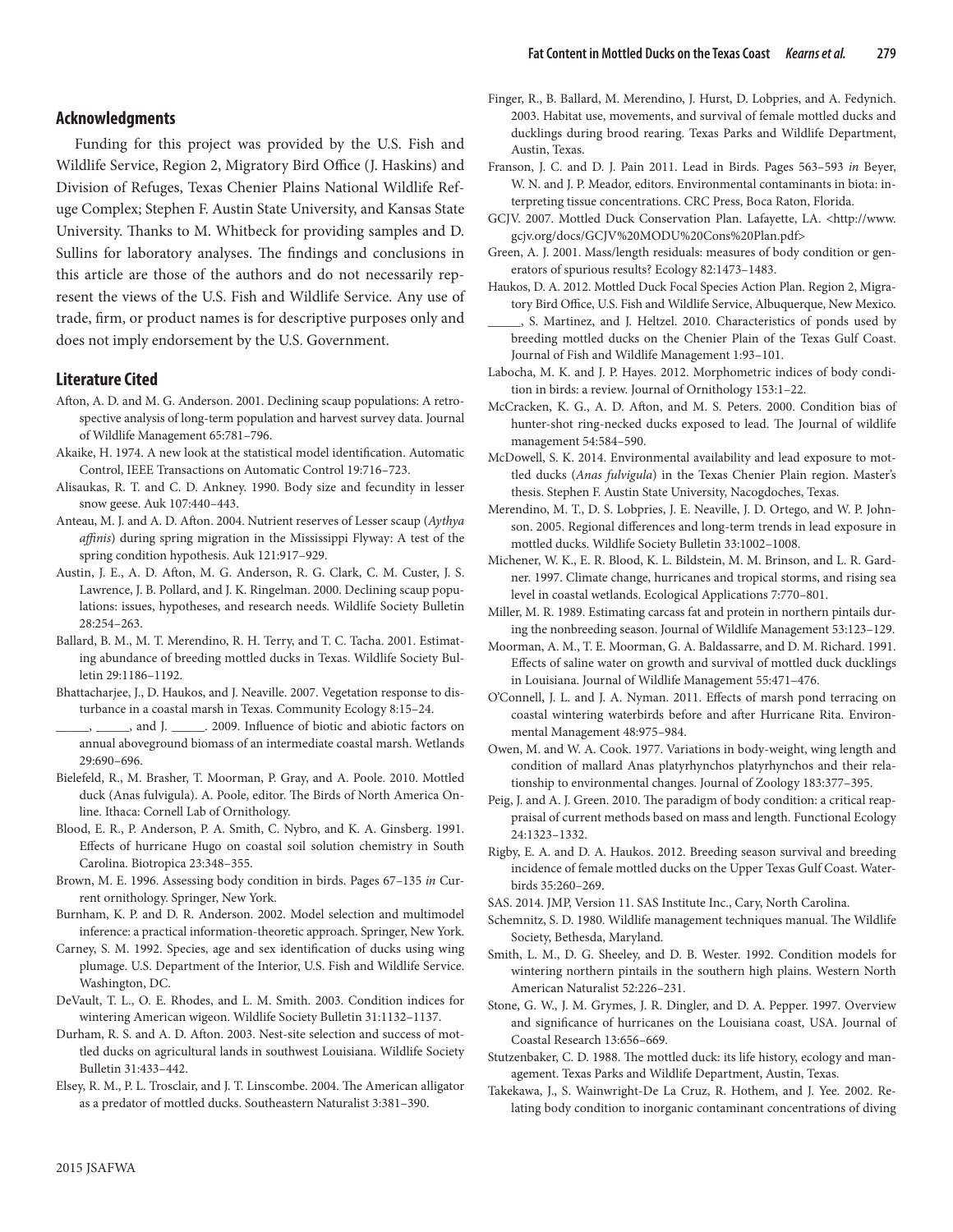## Acknowledgments

Funding for this project was provided by the U.S. Fish and Wildlife Service, Region 2, Migratory Bird Office (J. Haskins) and Division of Refuges, Texas Chenier Plains National Wildlife Refuge Complex; Stephen F. Austin State University, and Kansas State University. Thanks to M. Whitbeck for providing samples and D. Sullins for laboratory analyses. The findings and conclusions in this article are those of the authors and do not necessarily represent the views of the U.S. Fish and Wildlife Service. Any use of trade, firm, or product names is for descriptive purposes only and does not imply endorsement by the U.S. Government.

## Literature Cited

Afton, A. D. and M. G. Anderson. 2001. Declining scaup populations: A retrospective analysis of long-term population and harvest survey data. Journal of Wildlife Management 65:781–796.

Akaike, H. 1974. A new look at the statistical model identification. Automatic Control, IEEE Transactions on Automatic Control 19:716–723.

Alisaukas, R. T. and C. D. Ankney. 1990. Body size and fecundity in lesser snow geese. Auk 107:440–443.

Anteau, M. J. and A. D. Afton. 2004. Nutrient reserves of Lesser scaup (*Aythya affinis*) during spring migration in the Mississippi Flyway: A test of the spring condition hypothesis. Auk 121:917–929.

Austin, J. E., A. D. Afton, M. G. Anderson, R. G. Clark, C. M. Custer, J. S. Lawrence, J. B. Pollard, and J. K. Ringelman. 2000. Declining scaup populations: issues, hypotheses, and research needs. Wildlife Society Bulletin 28:254–263.

Ballard, B. M., M. T. Merendino, R. H. Terry, and T. C. Tacha. 2001. Estimating abundance of breeding mottled ducks in Texas. Wildlife Society Bulletin 29:1186–1192.

Bhattacharjee, J., D. Haukos, and J. Neaville. 2007. Vegetation response to disturbance in a coastal marsh in Texas. Community Ecology 8:15–24.

_____, _____, and J. _____. 2009. Influence of biotic and abiotic factors on annual aboveground biomass of an intermediate coastal marsh. Wetlands 29:690–696.

Bielefeld, R., M. Brasher, T. Moorman, P. Gray, and A. Poole. 2010. Mottled duck (Anas fulvigula). A. Poole, editor. The Birds of North America Online. Ithaca: Cornell Lab of Ornithology.

Blood, E. R., P. Anderson, P. A. Smith, C. Nybro, and K. A. Ginsberg. 1991. Effects of hurricane Hugo on coastal soil solution chemistry in South Carolina. Biotropica 23:348–355.

Brown, M. E. 1996. Assessing body condition in birds. Pages 67–135 *in* Current ornithology. Springer, New York.

Burnham, K. P. and D. R. Anderson. 2002. Model selection and multimodel inference: a practical information-theoretic approach. Springer, New York.

Carney, S. M. 1992. Species, age and sex identification of ducks using wing plumage. U.S. Department of the Interior, U.S. Fish and Wildlife Service. Washington, DC.

DeVault, T. L., O. E. Rhodes, and L. M. Smith. 2003. Condition indices for wintering American wigeon. Wildlife Society Bulletin 31:1132–1137.

Durham, R. S. and A. D. Afton. 2003. Nest-site selection and success of mottled ducks on agricultural lands in southwest Louisiana. Wildlife Society Bulletin 31:433–442.

Elsey, R. M., P. L. Trosclair, and J. T. Linscombe. 2004. The American alligator as a predator of mottled ducks. Southeastern Naturalist 3:381–390.

Finger, R., B. Ballard, M. Merendino, J. Hurst, D. Lobpries, and A. Fedynich. 2003. Habitat use, movements, and survival of female mottled ducks and ducklings during brood rearing. Texas Parks and Wildlife Department, Austin, Texas.

Franson, J. C. and D. J. Pain 2011. Lead in Birds. Pages 563–593 *in* Beyer, W. N. and J. P. Meador, editors. Environmental contaminants in biota: interpreting tissue concentrations. CRC Press, Boca Raton, Florida.

GCJV. 2007. Mottled Duck Conservation Plan. Lafayette, LA. <http://www.gcjv.org/docs/GCJV%20MODU%20Cons%20Plan.pdf>

Green, A. J. 2001. Mass/length residuals: measures of body condition or generators of spurious results? Ecology 82:1473–1483.

Haukos, D. A. 2012. Mottled Duck Focal Species Action Plan. Region 2, Migratory Bird Office, U.S. Fish and Wildlife Service, Albuquerque, New Mexico.

_____, S. Martinez, and J. Heltzel. 2010. Characteristics of ponds used by breeding mottled ducks on the Chenier Plain of the Texas Gulf Coast. Journal of Fish and Wildlife Management 1:93–101.

Labocha, M. K. and J. P. Hayes. 2012. Morphometric indices of body condition in birds: a review. Journal of Ornithology 153:1–22.

McCracken, K. G., A. D. Afton, and M. S. Peters. 2000. Condition bias of hunter-shot ring-necked ducks exposed to lead. The Journal of wildlife management 54:584–590.

McDowell, S. K. 2014. Environmental availability and lead exposure to mottled ducks (*Anas fulvigula*) in the Texas Chenier Plain region. Master's thesis. Stephen F. Austin State University, Nacogdoches, Texas.

Merendino, M. T., D. S. Lobpries, J. E. Neaville, J. D. Ortego, and W. P. Johnson. 2005. Regional differences and long-term trends in lead exposure in mottled ducks. Wildlife Society Bulletin 33:1002–1008.

Michener, W. K., E. R. Blood, K. L. Bildstein, M. M. Brinson, and L. R. Gardner. 1997. Climate change, hurricanes and tropical storms, and rising sea level in coastal wetlands. Ecological Applications 7:770–801.

Miller, M. R. 1989. Estimating carcass fat and protein in northern pintails during the nonbreeding season. Journal of Wildlife Management 53:123–129.

Moorman, A. M., T. E. Moorman, G. A. Baldassarre, and D. M. Richard. 1991. Effects of saline water on growth and survival of mottled duck ducklings in Louisiana. Journal of Wildlife Management 55:471–476.

O'Connell, J. L. and J. A. Nyman. 2011. Effects of marsh pond terracing on coastal wintering waterbirds before and after Hurricane Rita. Environmental Management 48:975–984.

Owen, M. and W. A. Cook. 1977. Variations in body-weight, wing length and condition of mallard Anas platyrhynchos platyrhynchos and their relationship to environmental changes. Journal of Zoology 183:377–395.

Peig, J. and A. J. Green. 2010. The paradigm of body condition: a critical reappraisal of current methods based on mass and length. Functional Ecology 24:1323–1332.

Rigby, E. A. and D. A. Haukos. 2012. Breeding season survival and breeding incidence of female mottled ducks on the Upper Texas Gulf Coast. Waterbirds 35:260–269.

SAS. 2014. JMP, Version 11. SAS Institute Inc., Cary, North Carolina.

Schemnitz, S. D. 1980. Wildlife management techniques manual. The Wildlife Society, Bethesda, Maryland.

Smith, L. M., D. G. Sheeley, and D. B. Wester. 1992. Condition models for wintering northern pintails in the southern high plains. Western North American Naturalist 52:226–231.

Stone, G. W., J. M. Grymes, J. R. Dingler, and D. A. Pepper. 1997. Overview and significance of hurricanes on the Louisiana coast, USA. Journal of Coastal Research 13:656–669.

Stutzenbaker, C. D. 1988. The mottled duck: its life history, ecology and management. Texas Parks and Wildlife Department, Austin, Texas.

Takekawa, J., S. Wainwright-De La Cruz, R. Hothem, and J. Yee. 2002. Relating body condition to inorganic contaminant concentrations of diving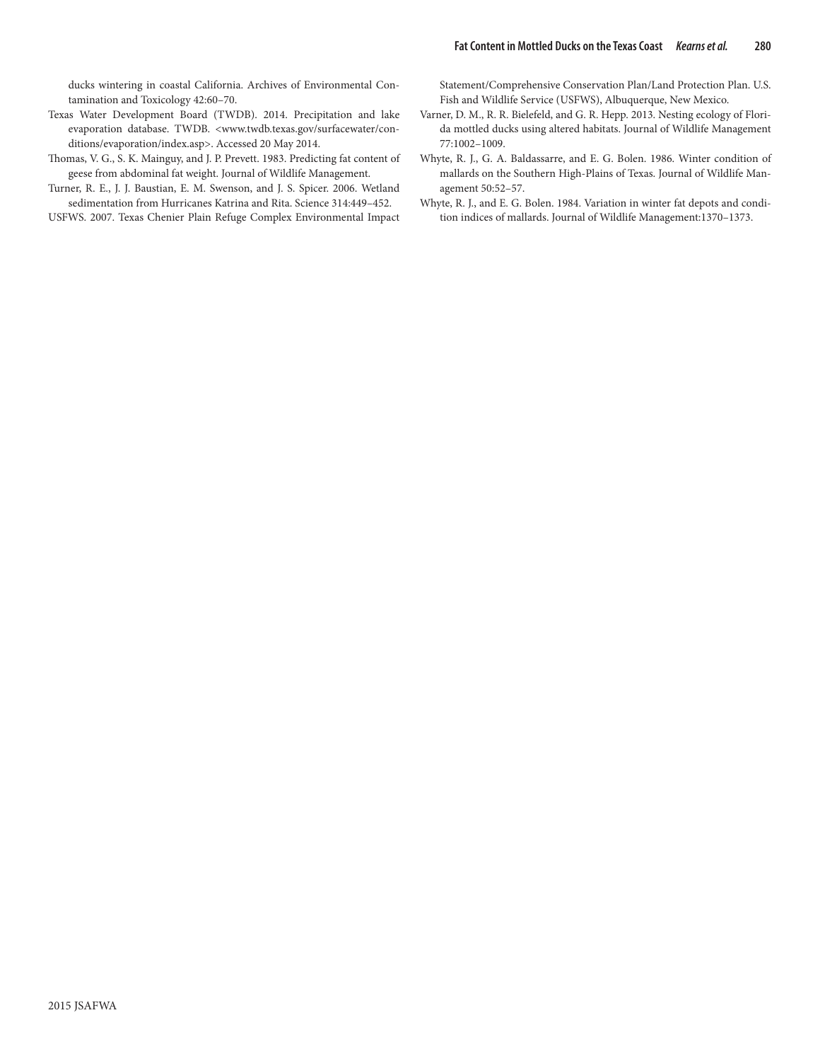ducks wintering in coastal California. Archives of Environmental Contamination and Toxicology 42:60–70.

Texas Water Development Board (TWDB). 2014. Precipitation and lake evaporation database. TWDB. <www.twdb.texas.gov/surfacewater/conditions/evaporation/index.asp>. Accessed 20 May 2014.

Thomas, V. G., S. K. Mainguy, and J. P. Prevett. 1983. Predicting fat content of geese from abdominal fat weight. Journal of Wildlife Management.

Turner, R. E., J. J. Baustian, E. M. Swenson, and J. S. Spicer. 2006. Wetland sedimentation from Hurricanes Katrina and Rita. Science 314:449–452.

USFWS. 2007. Texas Chenier Plain Refuge Complex Environmental Impact Statement/Comprehensive Conservation Plan/Land Protection Plan. U.S. Fish and Wildlife Service (USFWS), Albuquerque, New Mexico.

Varner, D. M., R. R. Bielefeld, and G. R. Hepp. 2013. Nesting ecology of Florida mottled ducks using altered habitats. Journal of Wildlife Management 77:1002–1009.

Whyte, R. J., G. A. Baldassarre, and E. G. Bolen. 1986. Winter condition of mallards on the Southern High-Plains of Texas. Journal of Wildlife Management 50:52–57.

Whyte, R. J., and E. G. Bolen. 1984. Variation in winter fat depots and condition indices of mallards. Journal of Wildlife Management:1370–1373.